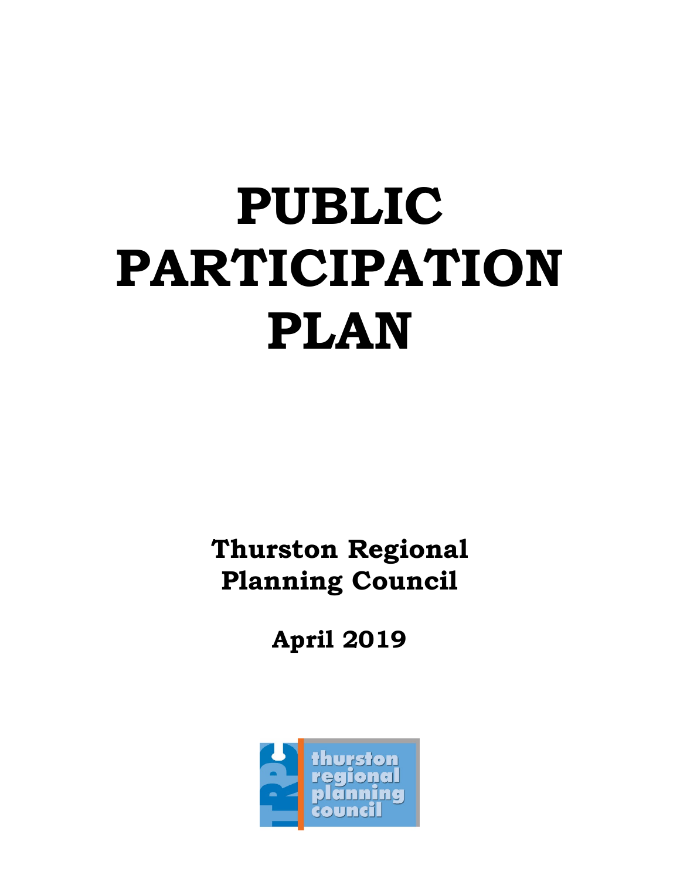# PUBLIC PARTICIPATION PLAN

**Thurston Regional Planning Council**

**April 2019**

thurston regional planning council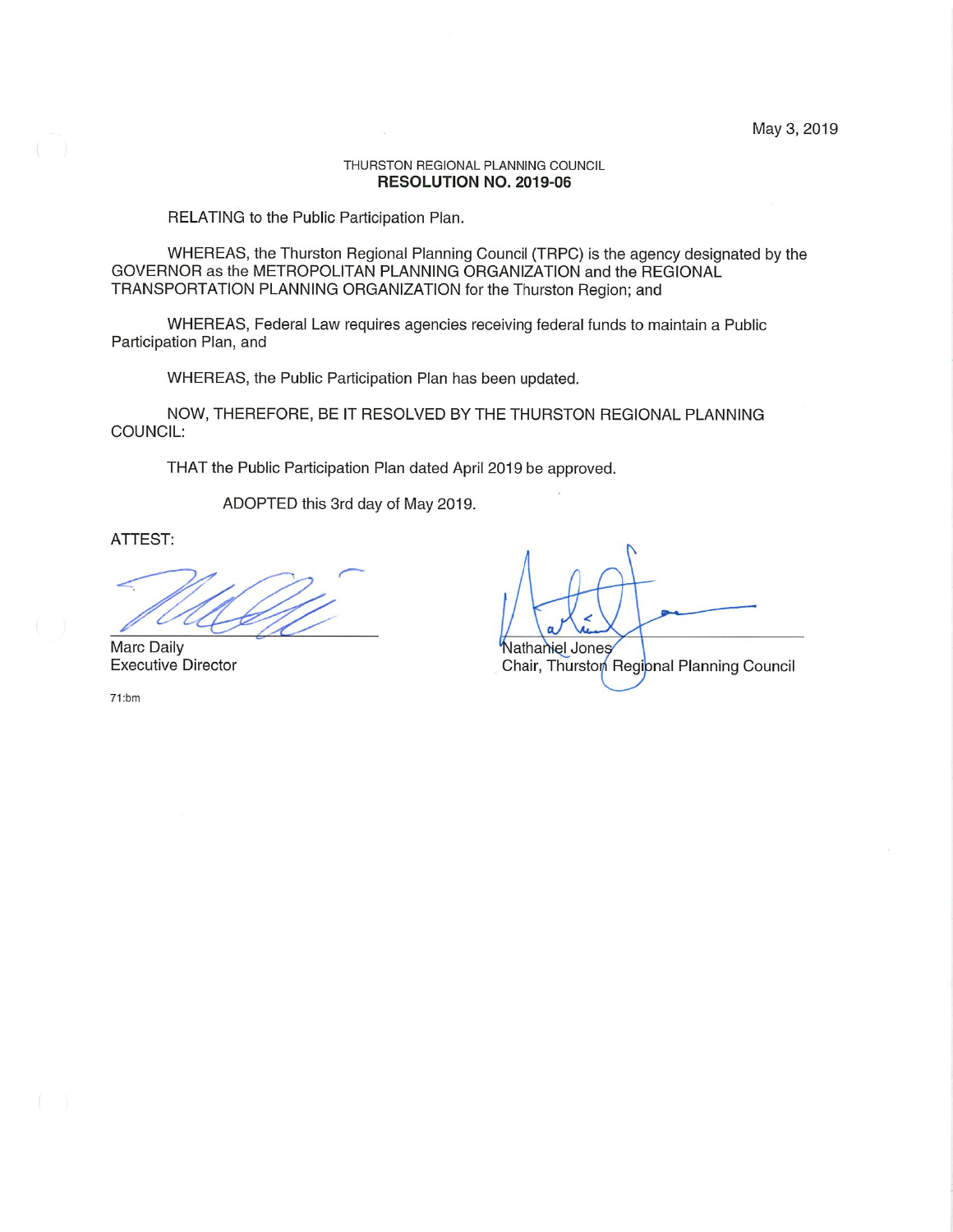May 3, 2019

THURSTON REGIONAL PLANNING COUNCIL
**RESOLUTION NO. 2019-06**

RELATING to the Public Participation Plan.

WHEREAS, the Thurston Regional Planning Council (TRPC) is the agency designated by the GOVERNOR as the METROPOLITAN PLANNING ORGANIZATION and the REGIONAL TRANSPORTATION PLANNING ORGANIZATION for the Thurston Region; and

WHEREAS, Federal Law requires agencies receiving federal funds to maintain a Public Participation Plan, and

WHEREAS, the Public Participation Plan has been updated.

NOW, THEREFORE, BE IT RESOLVED BY THE THURSTON REGIONAL PLANNING COUNCIL:

THAT the Public Participation Plan dated April 2019 be approved.

ADOPTED this 3rd day of May 2019.

ATTEST:

Marc Daily
Executive Director

Nathaniel Jones
Chair, Thurston Regional Planning Council

71:bm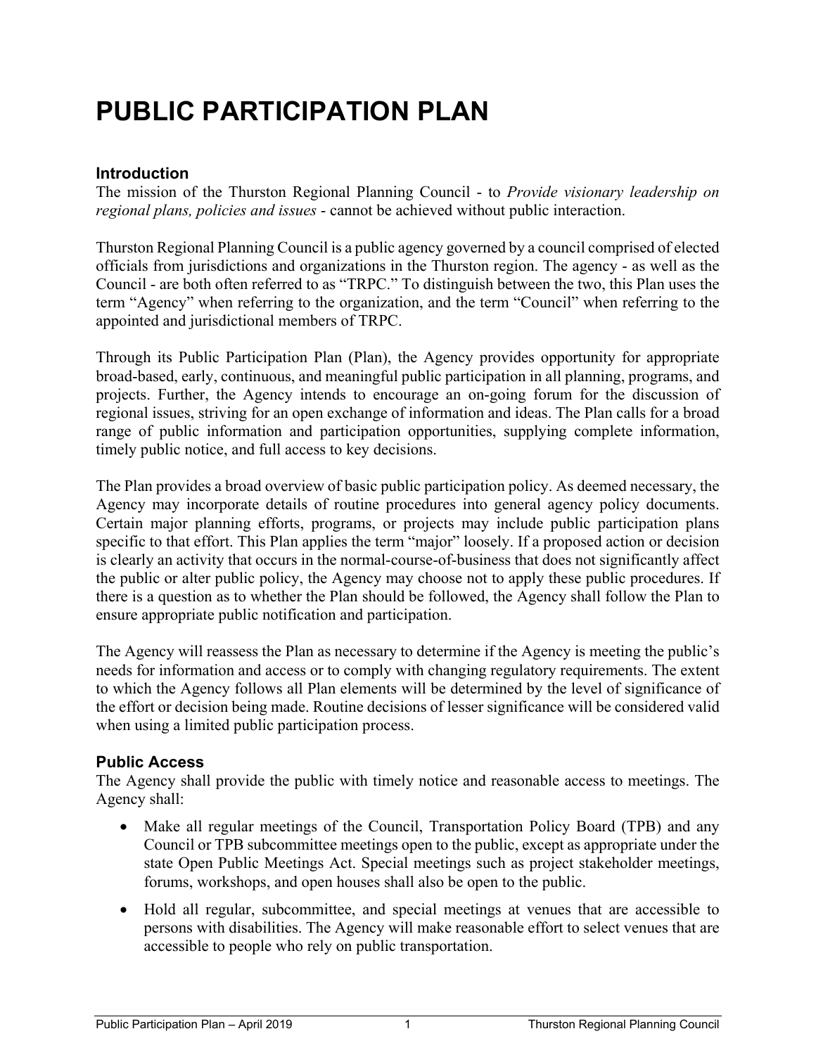# PUBLIC PARTICIPATION PLAN

## Introduction

The mission of the Thurston Regional Planning Council - to *Provide visionary leadership on regional plans, policies and issues* - cannot be achieved without public interaction.

Thurston Regional Planning Council is a public agency governed by a council comprised of elected officials from jurisdictions and organizations in the Thurston region. The agency - as well as the Council - are both often referred to as "TRPC." To distinguish between the two, this Plan uses the term "Agency" when referring to the organization, and the term "Council" when referring to the appointed and jurisdictional members of TRPC.

Through its Public Participation Plan (Plan), the Agency provides opportunity for appropriate broad-based, early, continuous, and meaningful public participation in all planning, programs, and projects. Further, the Agency intends to encourage an on-going forum for the discussion of regional issues, striving for an open exchange of information and ideas. The Plan calls for a broad range of public information and participation opportunities, supplying complete information, timely public notice, and full access to key decisions.

The Plan provides a broad overview of basic public participation policy. As deemed necessary, the Agency may incorporate details of routine procedures into general agency policy documents. Certain major planning efforts, programs, or projects may include public participation plans specific to that effort. This Plan applies the term "major" loosely. If a proposed action or decision is clearly an activity that occurs in the normal-course-of-business that does not significantly affect the public or alter public policy, the Agency may choose not to apply these public procedures. If there is a question as to whether the Plan should be followed, the Agency shall follow the Plan to ensure appropriate public notification and participation.

The Agency will reassess the Plan as necessary to determine if the Agency is meeting the public's needs for information and access or to comply with changing regulatory requirements. The extent to which the Agency follows all Plan elements will be determined by the level of significance of the effort or decision being made. Routine decisions of lesser significance will be considered valid when using a limited public participation process.

## Public Access

The Agency shall provide the public with timely notice and reasonable access to meetings. The Agency shall:

- Make all regular meetings of the Council, Transportation Policy Board (TPB) and any Council or TPB subcommittee meetings open to the public, except as appropriate under the state Open Public Meetings Act. Special meetings such as project stakeholder meetings, forums, workshops, and open houses shall also be open to the public.
- Hold all regular, subcommittee, and special meetings at venues that are accessible to persons with disabilities. The Agency will make reasonable effort to select venues that are accessible to people who rely on public transportation.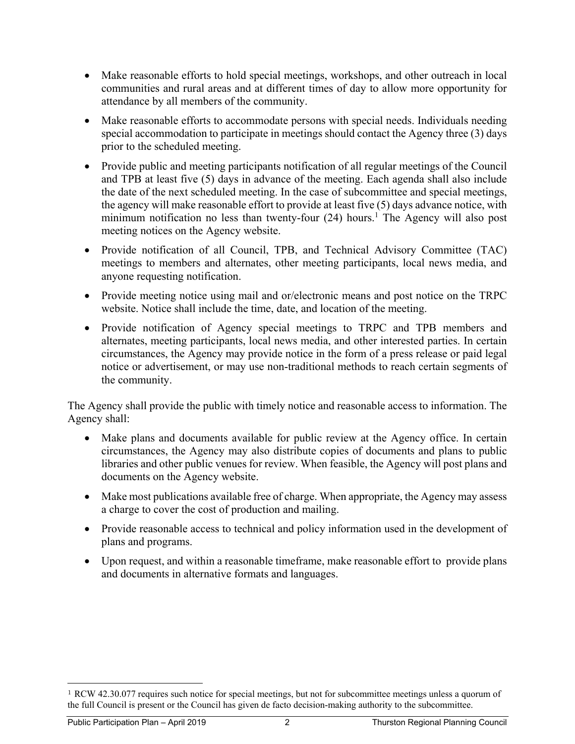- Make reasonable efforts to hold special meetings, workshops, and other outreach in local communities and rural areas and at different times of day to allow more opportunity for attendance by all members of the community.
- Make reasonable efforts to accommodate persons with special needs. Individuals needing special accommodation to participate in meetings should contact the Agency three (3) days prior to the scheduled meeting.
- Provide public and meeting participants notification of all regular meetings of the Council and TPB at least five (5) days in advance of the meeting. Each agenda shall also include the date of the next scheduled meeting. In the case of subcommittee and special meetings, the agency will make reasonable effort to provide at least five (5) days advance notice, with minimum notification no less than twenty-four (24) hours.[1] The Agency will also post meeting notices on the Agency website.
- Provide notification of all Council, TPB, and Technical Advisory Committee (TAC) meetings to members and alternates, other meeting participants, local news media, and anyone requesting notification.
- Provide meeting notice using mail and or/electronic means and post notice on the TRPC website. Notice shall include the time, date, and location of the meeting.
- Provide notification of Agency special meetings to TRPC and TPB members and alternates, meeting participants, local news media, and other interested parties. In certain circumstances, the Agency may provide notice in the form of a press release or paid legal notice or advertisement, or may use non-traditional methods to reach certain segments of the community.

The Agency shall provide the public with timely notice and reasonable access to information. The Agency shall:

- Make plans and documents available for public review at the Agency office. In certain circumstances, the Agency may also distribute copies of documents and plans to public libraries and other public venues for review. When feasible, the Agency will post plans and documents on the Agency website.
- Make most publications available free of charge. When appropriate, the Agency may assess a charge to cover the cost of production and mailing.
- Provide reasonable access to technical and policy information used in the development of plans and programs.
- Upon request, and within a reasonable timeframe, make reasonable effort to provide plans and documents in alternative formats and languages.

[1] RCW 42.30.077 requires such notice for special meetings, but not for subcommittee meetings unless a quorum of the full Council is present or the Council has given de facto decision-making authority to the subcommittee.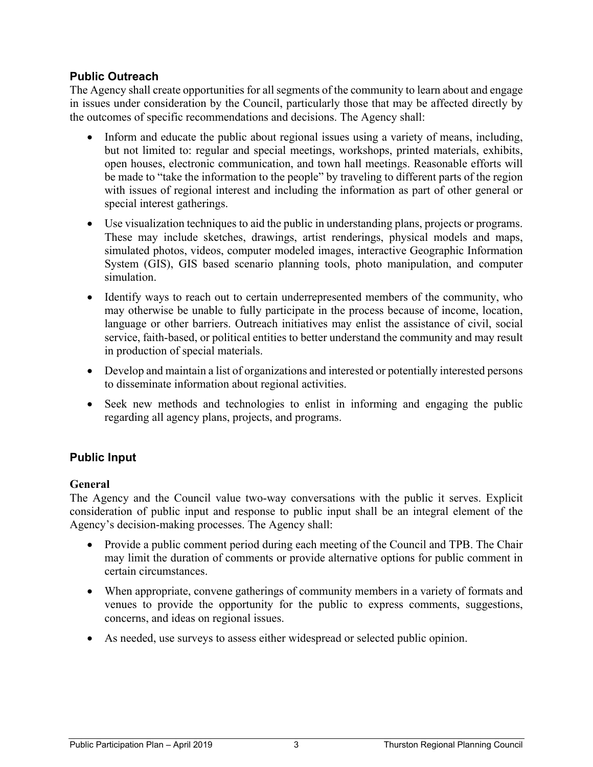## Public Outreach

The Agency shall create opportunities for all segments of the community to learn about and engage in issues under consideration by the Council, particularly those that may be affected directly by the outcomes of specific recommendations and decisions. The Agency shall:

- Inform and educate the public about regional issues using a variety of means, including, but not limited to: regular and special meetings, workshops, printed materials, exhibits, open houses, electronic communication, and town hall meetings. Reasonable efforts will be made to "take the information to the people" by traveling to different parts of the region with issues of regional interest and including the information as part of other general or special interest gatherings.
- Use visualization techniques to aid the public in understanding plans, projects or programs. These may include sketches, drawings, artist renderings, physical models and maps, simulated photos, videos, computer modeled images, interactive Geographic Information System (GIS), GIS based scenario planning tools, photo manipulation, and computer simulation.
- Identify ways to reach out to certain underrepresented members of the community, who may otherwise be unable to fully participate in the process because of income, location, language or other barriers. Outreach initiatives may enlist the assistance of civil, social service, faith-based, or political entities to better understand the community and may result in production of special materials.
- Develop and maintain a list of organizations and interested or potentially interested persons to disseminate information about regional activities.
- Seek new methods and technologies to enlist in informing and engaging the public regarding all agency plans, projects, and programs.

## Public Input

### General

The Agency and the Council value two-way conversations with the public it serves. Explicit consideration of public input and response to public input shall be an integral element of the Agency's decision-making processes. The Agency shall:

- Provide a public comment period during each meeting of the Council and TPB. The Chair may limit the duration of comments or provide alternative options for public comment in certain circumstances.
- When appropriate, convene gatherings of community members in a variety of formats and venues to provide the opportunity for the public to express comments, suggestions, concerns, and ideas on regional issues.
- As needed, use surveys to assess either widespread or selected public opinion.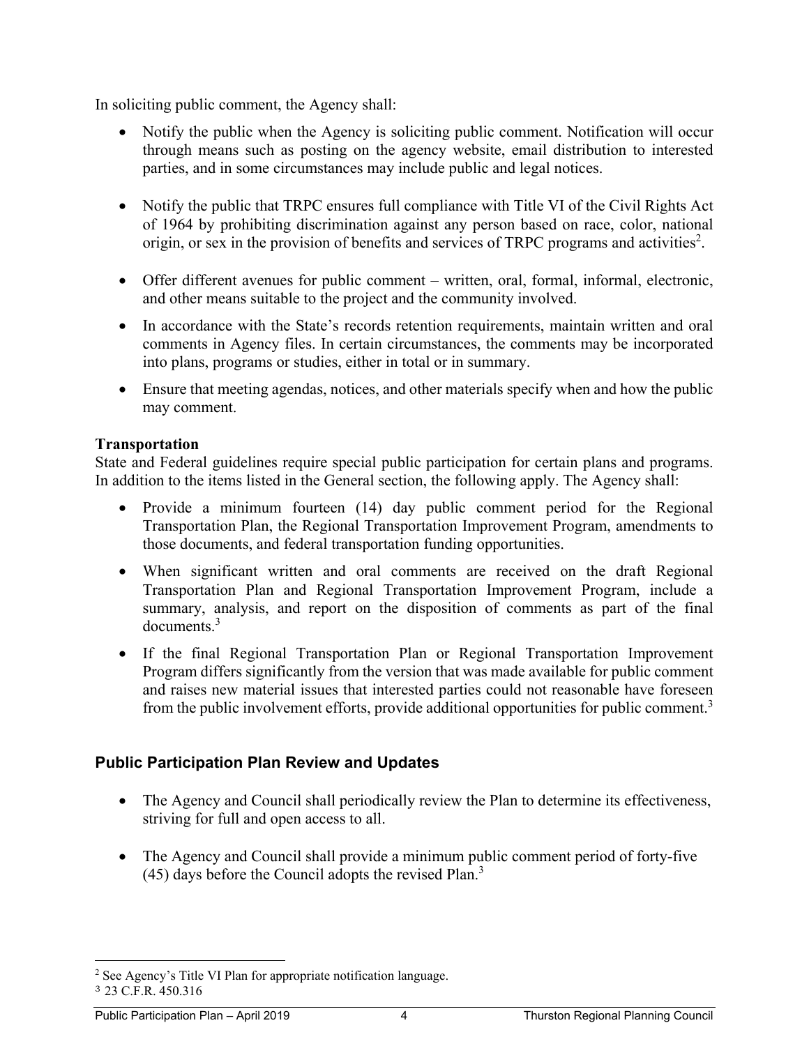In soliciting public comment, the Agency shall:

- Notify the public when the Agency is soliciting public comment. Notification will occur through means such as posting on the agency website, email distribution to interested parties, and in some circumstances may include public and legal notices.
- Notify the public that TRPC ensures full compliance with Title VI of the Civil Rights Act of 1964 by prohibiting discrimination against any person based on race, color, national origin, or sex in the provision of benefits and services of TRPC programs and activities[2].
- Offer different avenues for public comment – written, oral, formal, informal, electronic, and other means suitable to the project and the community involved.
- In accordance with the State's records retention requirements, maintain written and oral comments in Agency files. In certain circumstances, the comments may be incorporated into plans, programs or studies, either in total or in summary.
- Ensure that meeting agendas, notices, and other materials specify when and how the public may comment.

**Transportation**

State and Federal guidelines require special public participation for certain plans and programs. In addition to the items listed in the General section, the following apply. The Agency shall:

- Provide a minimum fourteen (14) day public comment period for the Regional Transportation Plan, the Regional Transportation Improvement Program, amendments to those documents, and federal transportation funding opportunities.
- When significant written and oral comments are received on the draft Regional Transportation Plan and Regional Transportation Improvement Program, include a summary, analysis, and report on the disposition of comments as part of the final documents.[3]
- If the final Regional Transportation Plan or Regional Transportation Improvement Program differs significantly from the version that was made available for public comment and raises new material issues that interested parties could not reasonable have foreseen from the public involvement efforts, provide additional opportunities for public comment.[3]

## Public Participation Plan Review and Updates

- The Agency and Council shall periodically review the Plan to determine its effectiveness, striving for full and open access to all.
- The Agency and Council shall provide a minimum public comment period of forty-five (45) days before the Council adopts the revised Plan.[3]

---

[2] See Agency's Title VI Plan for appropriate notification language.

[3] 23 C.F.R. 450.316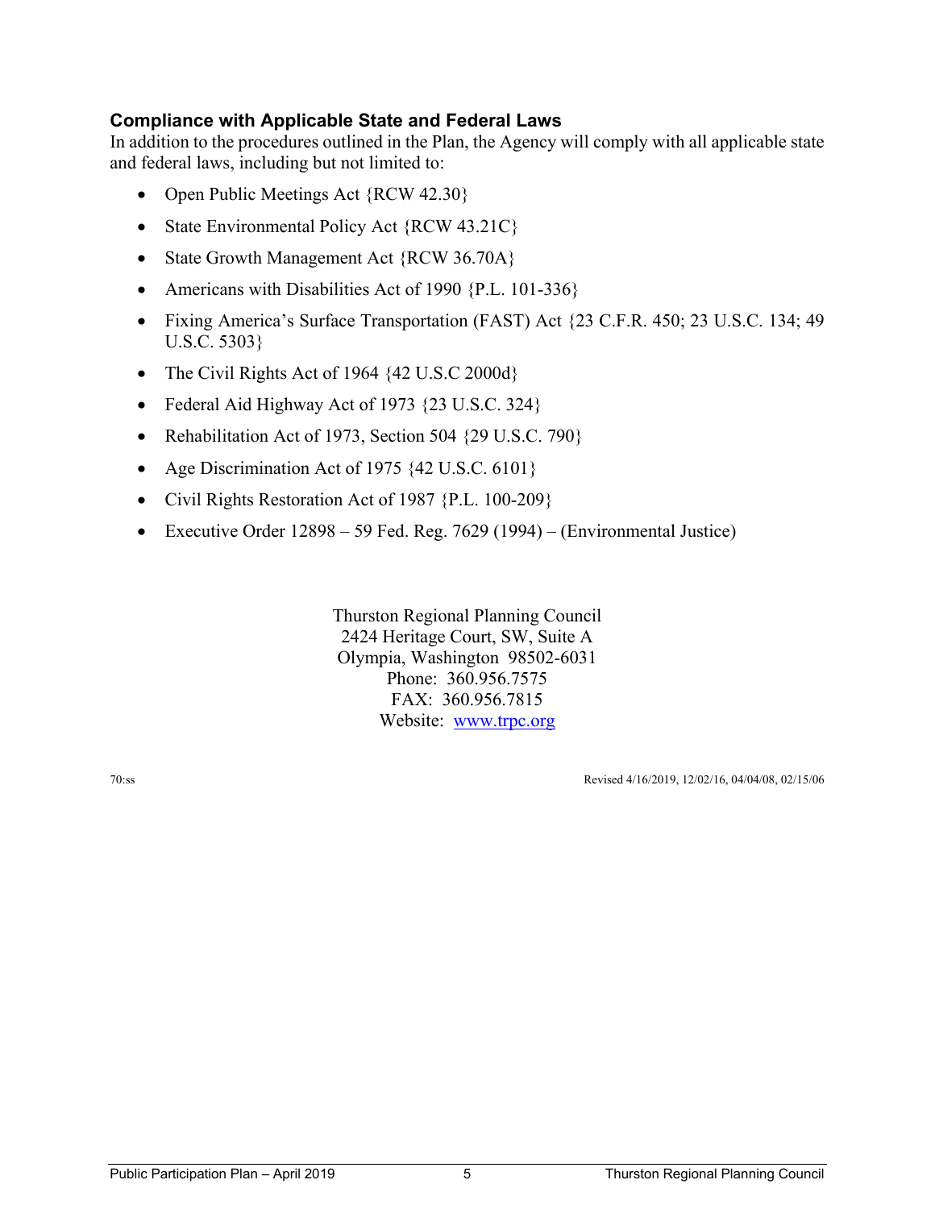### Compliance with Applicable State and Federal Laws

In addition to the procedures outlined in the Plan, the Agency will comply with all applicable state and federal laws, including but not limited to:

- Open Public Meetings Act {RCW 42.30}
- State Environmental Policy Act {RCW 43.21C}
- State Growth Management Act {RCW 36.70A}
- Americans with Disabilities Act of 1990 {P.L. 101-336}
- Fixing America's Surface Transportation (FAST) Act {23 C.F.R. 450; 23 U.S.C. 134; 49 U.S.C. 5303}
- The Civil Rights Act of 1964 {42 U.S.C 2000d}
- Federal Aid Highway Act of 1973 {23 U.S.C. 324}
- Rehabilitation Act of 1973, Section 504 {29 U.S.C. 790}
- Age Discrimination Act of 1975 {42 U.S.C. 6101}
- Civil Rights Restoration Act of 1987 {P.L. 100-209}
- Executive Order 12898 – 59 Fed. Reg. 7629 (1994) – (Environmental Justice)

Thurston Regional Planning Council
2424 Heritage Court, SW, Suite A
Olympia, Washington 98502-6031
Phone: 360.956.7575
FAX: 360.956.7815
Website: [www.trpc.org](http://www.trpc.org)

70:ss

Revised 4/16/2019, 12/02/16, 04/04/08, 02/15/06